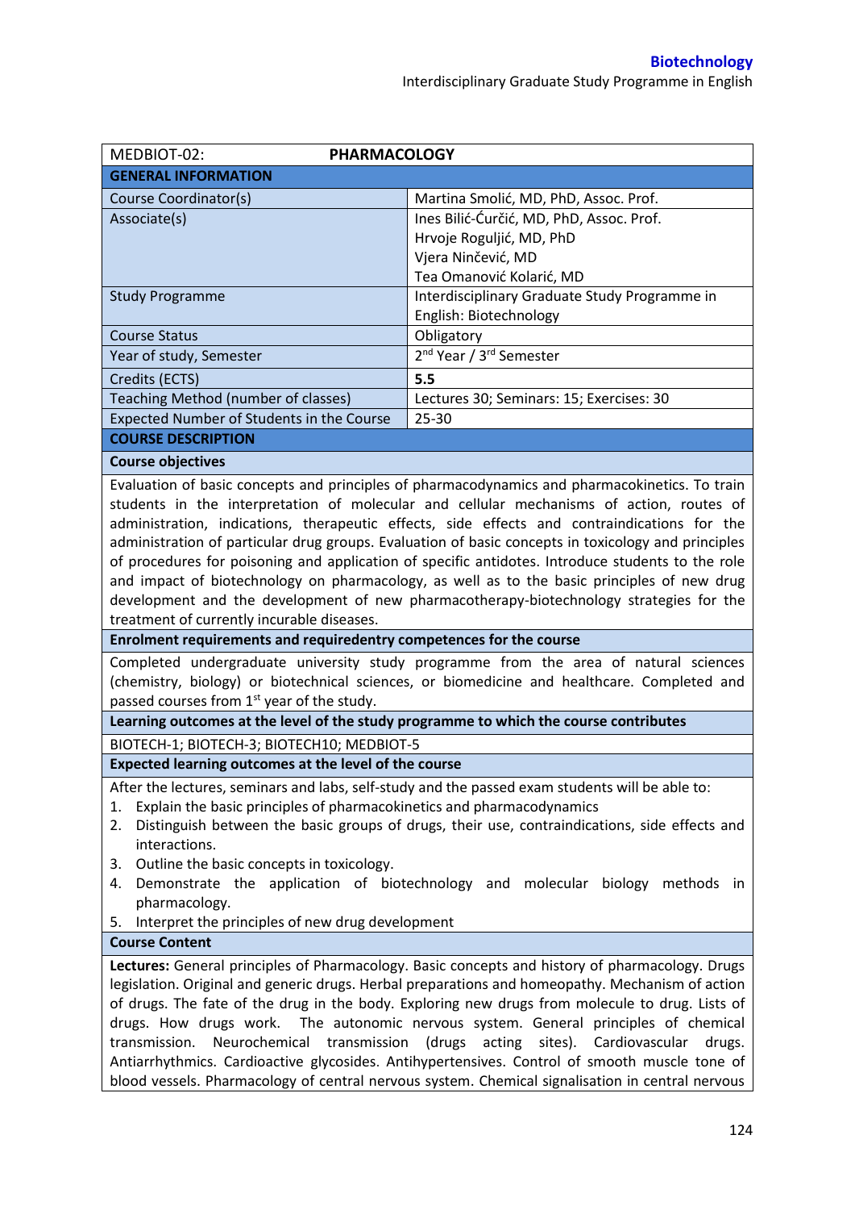| MEDBIOT-02: | **PHARMACOLOGY** |
|---|---|
| **GENERAL INFORMATION** | |
| Course Coordinator(s) | Martina Smolić, MD, PhD, Assoc. Prof. |
| Associate(s) | Ines Bilić-Ćurčić, MD, PhD, Assoc. Prof.<br>Hrvoje Roguljić, MD, PhD<br>Vjera Ninčević, MD<br>Tea Omanović Kolarić, MD |
| Study Programme | Interdisciplinary Graduate Study Programme in English: Biotechnology |
| Course Status | Obligatory |
| Year of study, Semester | 2nd Year / 3rd Semester |
| Credits (ECTS) | **5.5** |
| Teaching Method (number of classes) | Lectures 30; Seminars: 15; Exercises: 30 |
| Expected Number of Students in the Course | 25-30 |

**COURSE DESCRIPTION**

**Course objectives**

Evaluation of basic concepts and principles of pharmacodynamics and pharmacokinetics. To train students in the interpretation of molecular and cellular mechanisms of action, routes of administration, indications, therapeutic effects, side effects and contraindications for the administration of particular drug groups. Evaluation of basic concepts in toxicology and principles of procedures for poisoning and application of specific antidotes. Introduce students to the role and impact of biotechnology on pharmacology, as well as to the basic principles of new drug development and the development of new pharmacotherapy-biotechnology strategies for the treatment of currently incurable diseases.

**Enrolment requirements and requiredentry competences for the course**

Completed undergraduate university study programme from the area of natural sciences (chemistry, biology) or biotechnical sciences, or biomedicine and healthcare. Completed and passed courses from 1st year of the study.

**Learning outcomes at the level of the study programme to which the course contributes**

BIOTECH-1; BIOTECH-3; BIOTECH10; MEDBIOT-5

**Expected learning outcomes at the level of the course**

After the lectures, seminars and labs, self-study and the passed exam students will be able to:

1. Explain the basic principles of pharmacokinetics and pharmacodynamics
2. Distinguish between the basic groups of drugs, their use, contraindications, side effects and interactions.
3. Outline the basic concepts in toxicology.
4. Demonstrate the application of biotechnology and molecular biology methods in pharmacology.
5. Interpret the principles of new drug development

**Course Content**

**Lectures:** General principles of Pharmacology. Basic concepts and history of pharmacology. Drugs legislation. Original and generic drugs. Herbal preparations and homeopathy. Mechanism of action of drugs. The fate of the drug in the body. Exploring new drugs from molecule to drug. Lists of drugs. How drugs work. The autonomic nervous system. General principles of chemical transmission. Neurochemical transmission (drugs acting sites). Cardiovascular drugs. Antiarrhythmics. Cardioactive glycosides. Antihypertensives. Control of smooth muscle tone of blood vessels. Pharmacology of central nervous system. Chemical signalisation in central nervous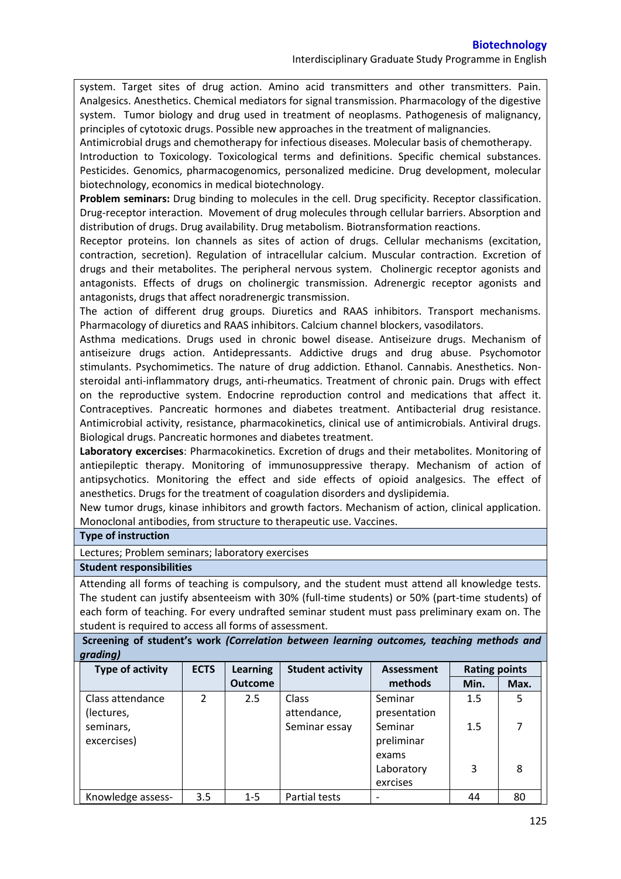system. Target sites of drug action. Amino acid transmitters and other transmitters. Pain. Analgesics. Anesthetics. Chemical mediators for signal transmission. Pharmacology of the digestive system. Tumor biology and drug used in treatment of neoplasms. Pathogenesis of malignancy, principles of cytotoxic drugs. Possible new approaches in the treatment of malignancies.
Antimicrobial drugs and chemotherapy for infectious diseases. Molecular basis of chemotherapy.
Introduction to Toxicology. Toxicological terms and definitions. Specific chemical substances. Pesticides. Genomics, pharmacogenomics, personalized medicine. Drug development, molecular biotechnology, economics in medical biotechnology.

**Problem seminars:** Drug binding to molecules in the cell. Drug specificity. Receptor classification. Drug-receptor interaction. Movement of drug molecules through cellular barriers. Absorption and distribution of drugs. Drug availability. Drug metabolism. Biotransformation reactions.
Receptor proteins. Ion channels as sites of action of drugs. Cellular mechanisms (excitation, contraction, secretion). Regulation of intracellular calcium. Muscular contraction. Excretion of drugs and their metabolites. The peripheral nervous system. Cholinergic receptor agonists and antagonists. Effects of drugs on cholinergic transmission. Adrenergic receptor agonists and antagonists, drugs that affect noradrenergic transmission.
The action of different drug groups. Diuretics and RAAS inhibitors. Transport mechanisms. Pharmacology of diuretics and RAAS inhibitors. Calcium channel blockers, vasodilators.
Asthma medications. Drugs used in chronic bowel disease. Antiseizure drugs. Mechanism of antiseizure drugs action. Antidepressants. Addictive drugs and drug abuse. Psychomotor stimulants. Psychomimetics. The nature of drug addiction. Ethanol. Cannabis. Anesthetics. Non-steroidal anti-inflammatory drugs, anti-rheumatics. Treatment of chronic pain. Drugs with effect on the reproductive system. Endocrine reproduction control and medications that affect it. Contraceptives. Pancreatic hormones and diabetes treatment. Antibacterial drug resistance. Antimicrobial activity, resistance, pharmacokinetics, clinical use of antimicrobials. Antiviral drugs. Biological drugs. Pancreatic hormones and diabetes treatment.

**Laboratory excercises**: Pharmacokinetics. Excretion of drugs and their metabolites. Monitoring of antiepileptic therapy. Monitoring of immunosuppressive therapy. Mechanism of action of antipsychotics. Monitoring the effect and side effects of opioid analgesics. The effect of anesthetics. Drugs for the treatment of coagulation disorders and dyslipidemia.
New tumor drugs, kinase inhibitors and growth factors. Mechanism of action, clinical application. Monoclonal antibodies, from structure to therapeutic use. Vaccines.

**Type of instruction**

Lectures; Problem seminars; laboratory exercises

**Student responsibilities**

Attending all forms of teaching is compulsory, and the student must attend all knowledge tests. The student can justify absenteeism with 30% (full-time students) or 50% (part-time students) of each form of teaching. For every undrafted seminar student must pass preliminary exam on. The student is required to access all forms of assessment.

**Screening of student's work *(Correlation between learning outcomes, teaching methods and grading)***

| Type of activity | ECTS | Learning Outcome | Student activity | Assessment methods | Rating points | |
|---|---|---|---|---|---|---|
| | | | | | Min. | Max. |
| Class attendance (lectures, seminars, excercises) | 2 | 2.5 | Class attendance, Seminar essay | Seminar presentation | 1.5 | 5 |
| | | | | Seminar preliminar exams | 1.5 | 7 |
| | | | | Laboratory exrcises | 3 | 8 |
| Knowledge assess- | 3.5 | 1-5 | Partial tests | - | 44 | 80 |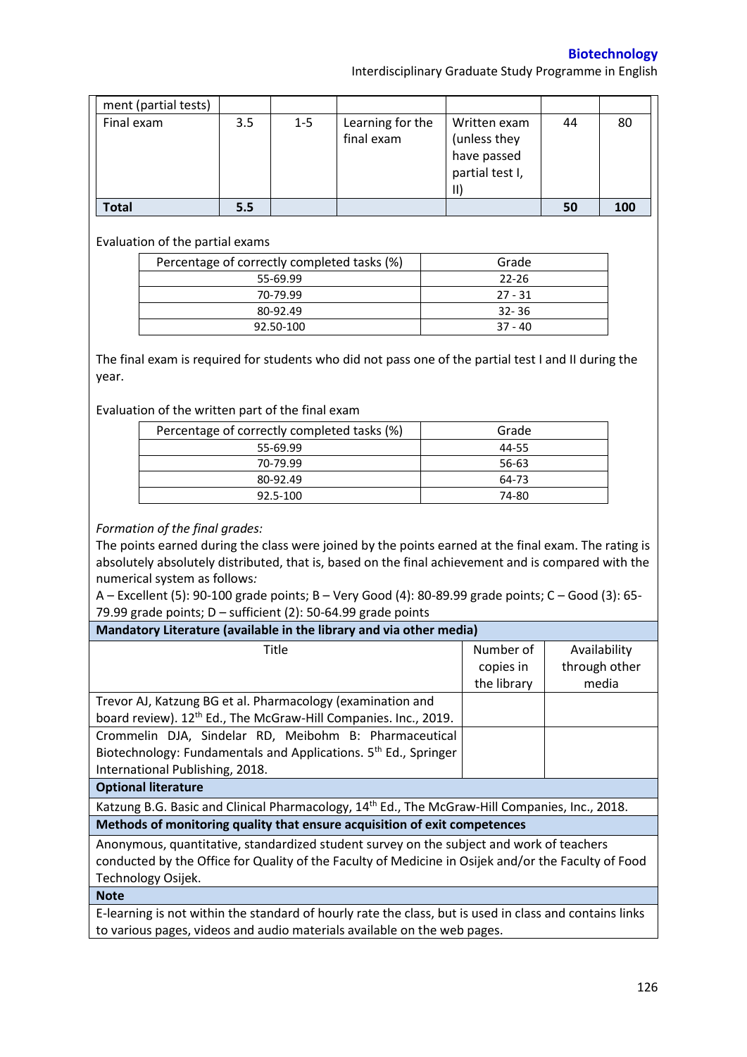| | | | | | | |
|---|---|---|---|---|---|---|
| ment (partial tests) | | | | | | |
| Final exam | 3.5 | 1-5 | Learning for the final exam | Written exam (unless they have passed partial test I, II) | 44 | 80 |
| **Total** | **5.5** | | | | **50** | **100** |

Evaluation of the partial exams

| Percentage of correctly completed tasks (%) | Grade |
|---|---|
| 55-69.99 | 22-26 |
| 70-79.99 | 27 - 31 |
| 80-92.49 | 32- 36 |
| 92.50-100 | 37 - 40 |

The final exam is required for students who did not pass one of the partial test I and II during the year.

Evaluation of the written part of the final exam

| Percentage of correctly completed tasks (%) | Grade |
|---|---|
| 55-69.99 | 44-55 |
| 70-79.99 | 56-63 |
| 80-92.49 | 64-73 |
| 92.5-100 | 74-80 |

*Formation of the final grades:*

The points earned during the class were joined by the points earned at the final exam. The rating is absolutely absolutely distributed, that is, based on the final achievement and is compared with the numerical system as follows*:*

A – Excellent (5): 90-100 grade points; B – Very Good (4): 80-89.99 grade points; C – Good (3): 65-79.99 grade points; D – sufficient (2): 50-64.99 grade points

**Mandatory Literature (available in the library and via other media)**

| Title | Number of copies in the library | Availability through other media |
|---|---|---|
| Trevor AJ, Katzung BG et al. Pharmacology (examination and board review). 12th Ed., The McGraw-Hill Companies. Inc., 2019. | | |
| Crommelin DJA, Sindelar RD, Meibohm B: Pharmaceutical Biotechnology: Fundamentals and Applications. 5th Ed., Springer International Publishing, 2018. | | |

**Optional literature**

Katzung B.G. Basic and Clinical Pharmacology, 14th Ed., The McGraw-Hill Companies, Inc., 2018.

**Methods of monitoring quality that ensure acquisition of exit competences**

Anonymous, quantitative, standardized student survey on the subject and work of teachers conducted by the Office for Quality of the Faculty of Medicine in Osijek and/or the Faculty of Food Technology Osijek.

**Note**

E-learning is not within the standard of hourly rate the class, but is used in class and contains links to various pages, videos and audio materials available on the web pages.